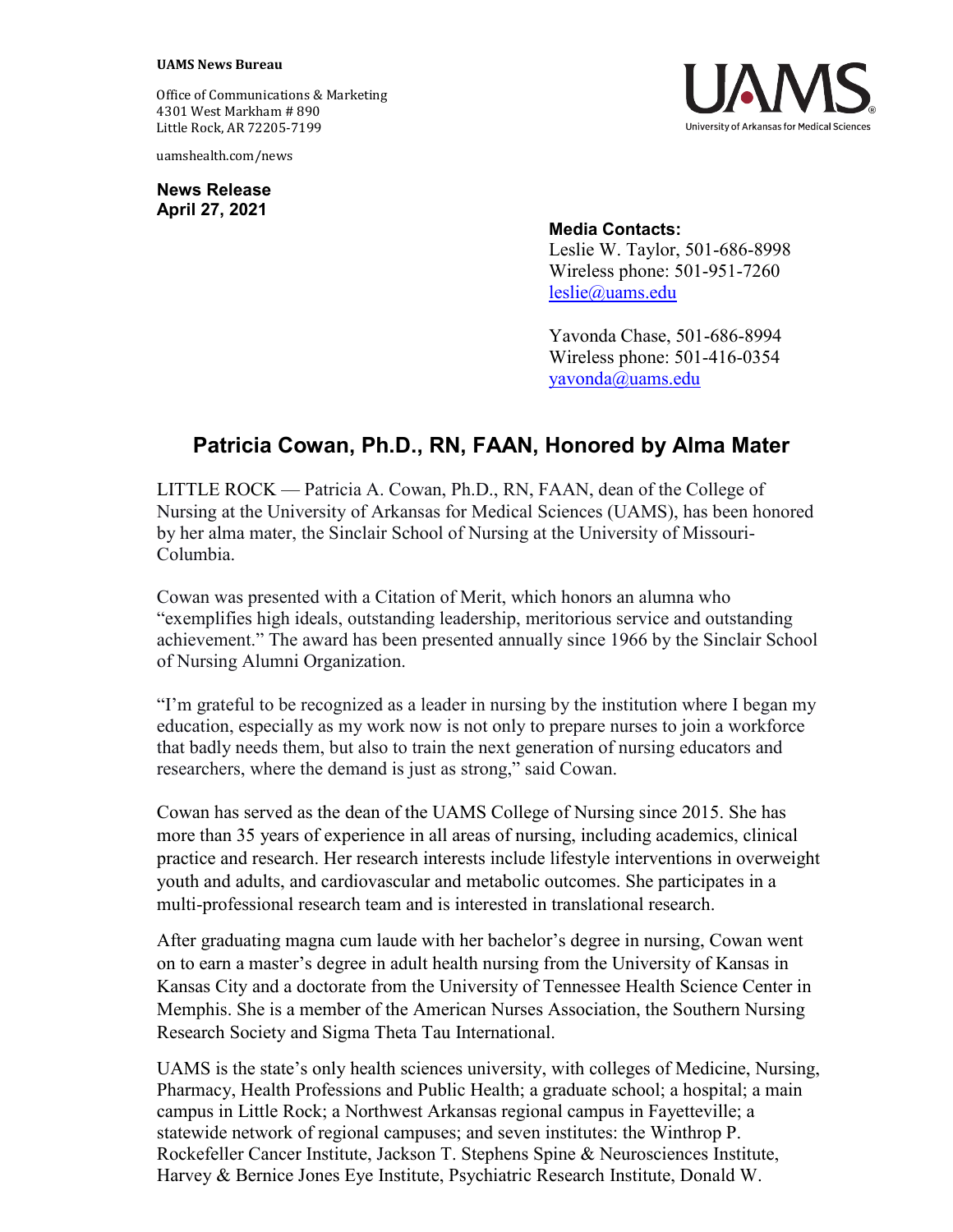**UAMS News Bureau**

Office of Communications & Marketing
4301 West Markham # 890
Little Rock, AR 72205-7199

uamshealth.com/news

UAMS
University of Arkansas for Medical Sciences

**News Release**
**April 27, 2021**

**Media Contacts:**
Leslie W. Taylor, 501-686-8998
Wireless phone: 501-951-7260
leslie@uams.edu

Yavonda Chase, 501-686-8994
Wireless phone: 501-416-0354
yavonda@uams.edu

## Patricia Cowan, Ph.D., RN, FAAN, Honored by Alma Mater

LITTLE ROCK — Patricia A. Cowan, Ph.D., RN, FAAN, dean of the College of Nursing at the University of Arkansas for Medical Sciences (UAMS), has been honored by her alma mater, the Sinclair School of Nursing at the University of Missouri-Columbia.

Cowan was presented with a Citation of Merit, which honors an alumna who "exemplifies high ideals, outstanding leadership, meritorious service and outstanding achievement." The award has been presented annually since 1966 by the Sinclair School of Nursing Alumni Organization.

"I'm grateful to be recognized as a leader in nursing by the institution where I began my education, especially as my work now is not only to prepare nurses to join a workforce that badly needs them, but also to train the next generation of nursing educators and researchers, where the demand is just as strong," said Cowan.

Cowan has served as the dean of the UAMS College of Nursing since 2015. She has more than 35 years of experience in all areas of nursing, including academics, clinical practice and research. Her research interests include lifestyle interventions in overweight youth and adults, and cardiovascular and metabolic outcomes. She participates in a multi-professional research team and is interested in translational research.

After graduating magna cum laude with her bachelor's degree in nursing, Cowan went on to earn a master's degree in adult health nursing from the University of Kansas in Kansas City and a doctorate from the University of Tennessee Health Science Center in Memphis. She is a member of the American Nurses Association, the Southern Nursing Research Society and Sigma Theta Tau International.

UAMS is the state's only health sciences university, with colleges of Medicine, Nursing, Pharmacy, Health Professions and Public Health; a graduate school; a hospital; a main campus in Little Rock; a Northwest Arkansas regional campus in Fayetteville; a statewide network of regional campuses; and seven institutes: the Winthrop P. Rockefeller Cancer Institute, Jackson T. Stephens Spine & Neurosciences Institute, Harvey & Bernice Jones Eye Institute, Psychiatric Research Institute, Donald W.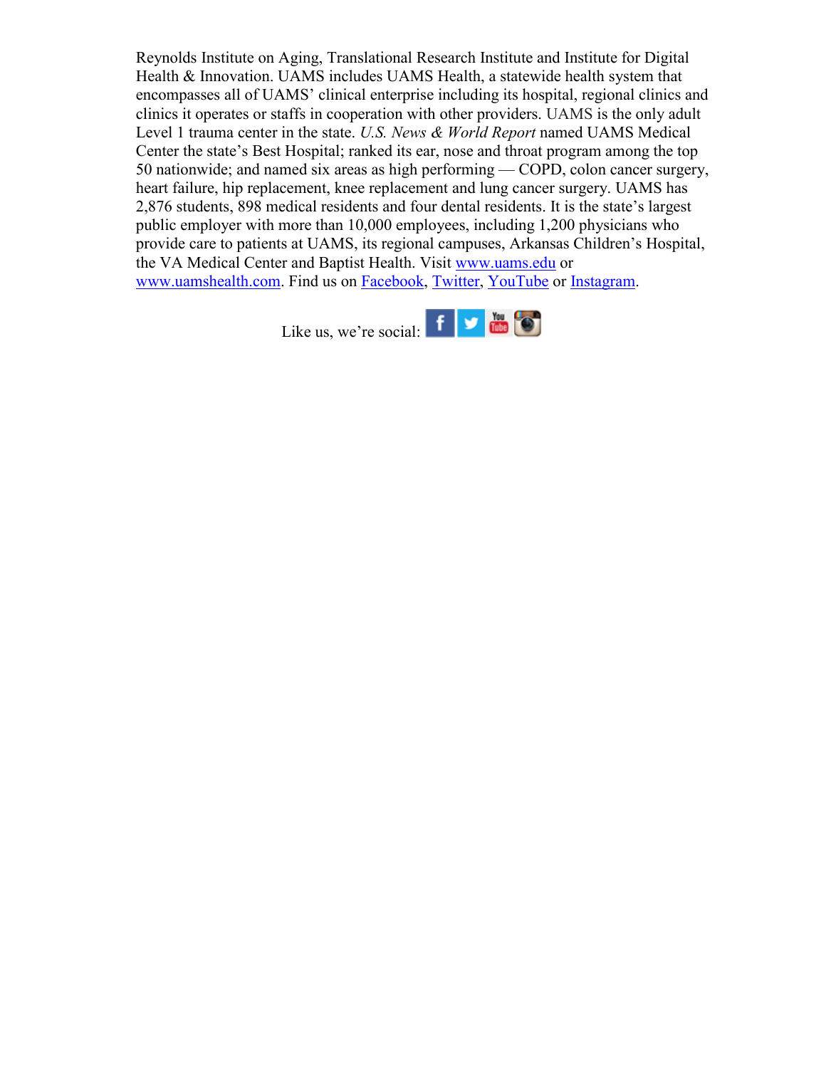Reynolds Institute on Aging, Translational Research Institute and Institute for Digital Health & Innovation. UAMS includes UAMS Health, a statewide health system that encompasses all of UAMS' clinical enterprise including its hospital, regional clinics and clinics it operates or staffs in cooperation with other providers. UAMS is the only adult Level 1 trauma center in the state. *U.S. News & World Report* named UAMS Medical Center the state's Best Hospital; ranked its ear, nose and throat program among the top 50 nationwide; and named six areas as high performing — COPD, colon cancer surgery, heart failure, hip replacement, knee replacement and lung cancer surgery. UAMS has 2,876 students, 898 medical residents and four dental residents. It is the state's largest public employer with more than 10,000 employees, including 1,200 physicians who provide care to patients at UAMS, its regional campuses, Arkansas Children's Hospital, the VA Medical Center and Baptist Health. Visit www.uams.edu or www.uamshealth.com. Find us on Facebook, Twitter, YouTube or Instagram.

Like us, we're social: